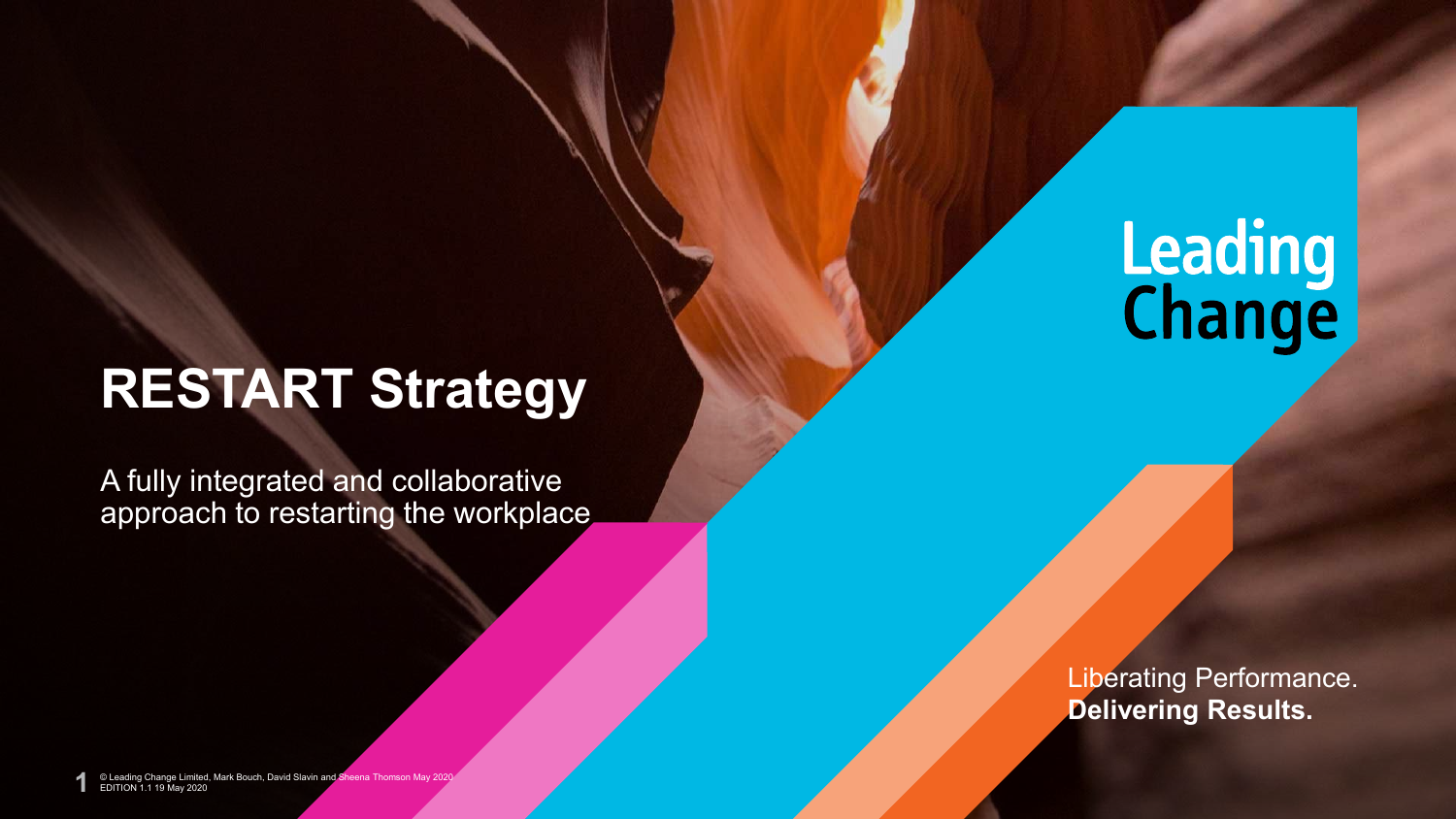# RESTART Strategy

A fully integrated and collaborative approach to restarting the workplace

Leading Change

Liberating Performance.
**Delivering Results.**

© Leading Change Limited, Mark Bouch, David Slavin and Sheena Thomson May 2020
EDITION 1.1 19 May 2020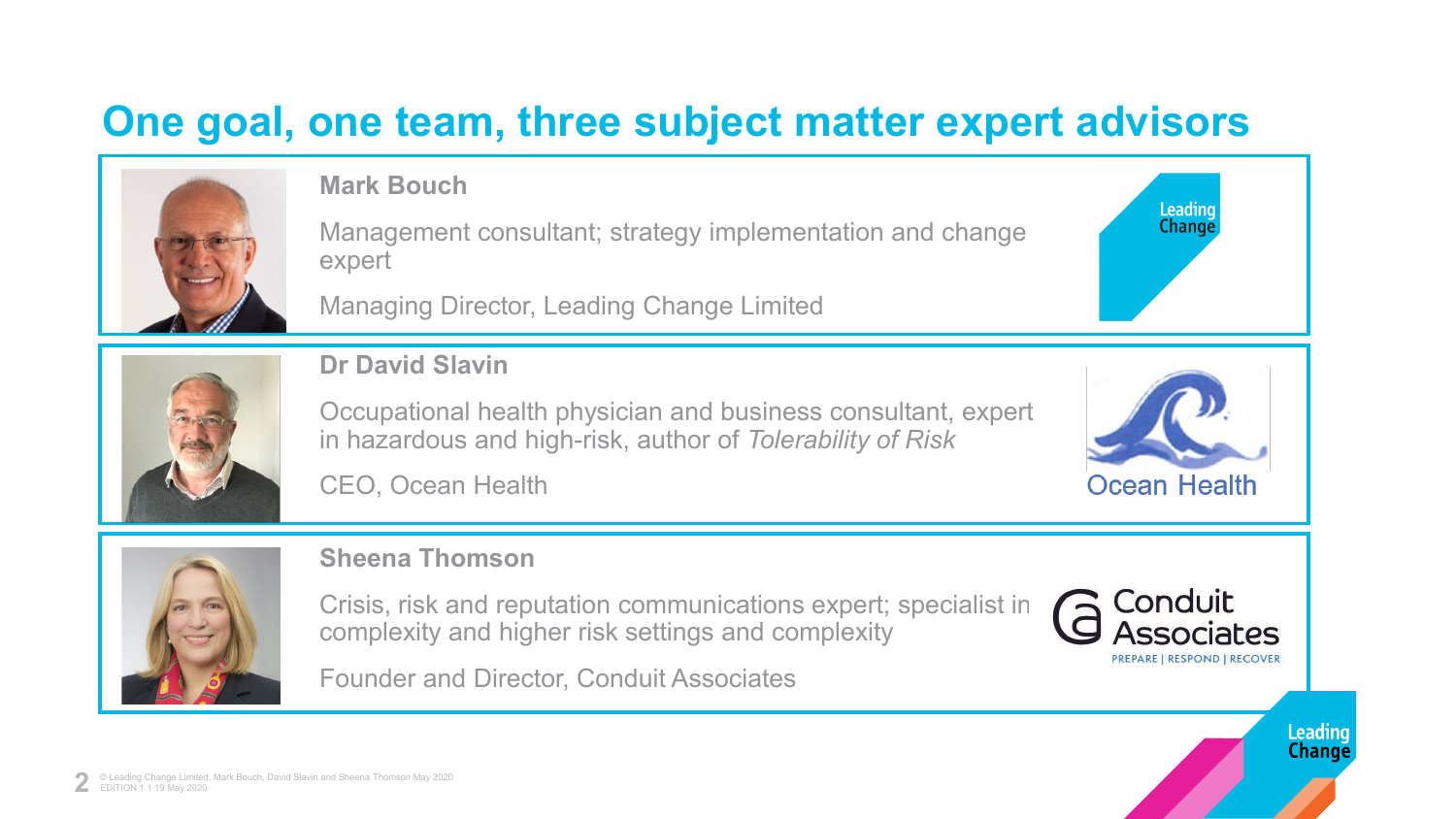# One goal, one team, three subject matter expert advisors

## Mark Bouch

Management consultant; strategy implementation and change expert

Managing Director, Leading Change Limited

## Dr David Slavin

Occupational health physician and business consultant, expert in hazardous and high-risk, author of *Tolerability of Risk*

CEO, Ocean Health

## Sheena Thomson

Crisis, risk and reputation communications expert; specialist in complexity and higher risk settings and complexity

Founder and Director, Conduit Associates

© Leading Change Limited, Mark Bouch, David Slavin and Sheena Thomson May 2020
EDITION 1.1 19 May 2020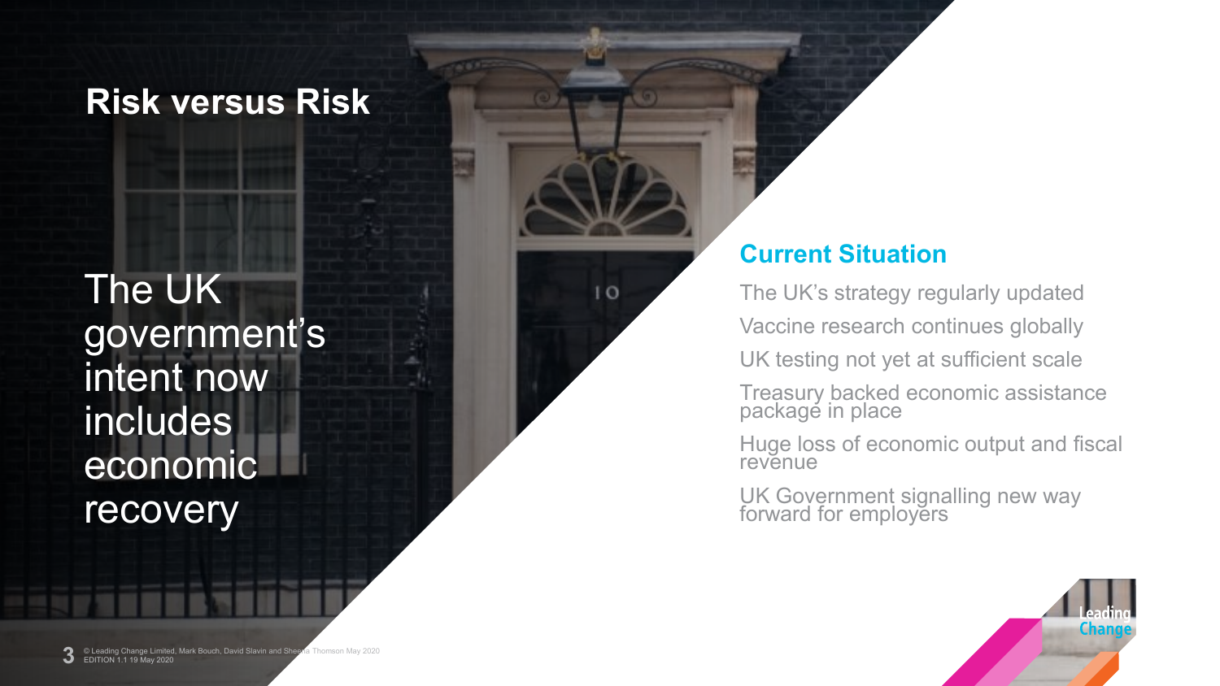# Risk versus Risk

The UK government's intent now includes economic recovery

## Current Situation

- The UK's strategy regularly updated
- Vaccine research continues globally
- UK testing not yet at sufficient scale
- Treasury backed economic assistance package in place
- Huge loss of economic output and fiscal revenue
- UK Government signalling new way forward for employers

© Leading Change Limited, Mark Bouch, David Slavin and Sheena Thomson May 2020
EDITION 1.1 19 May 2020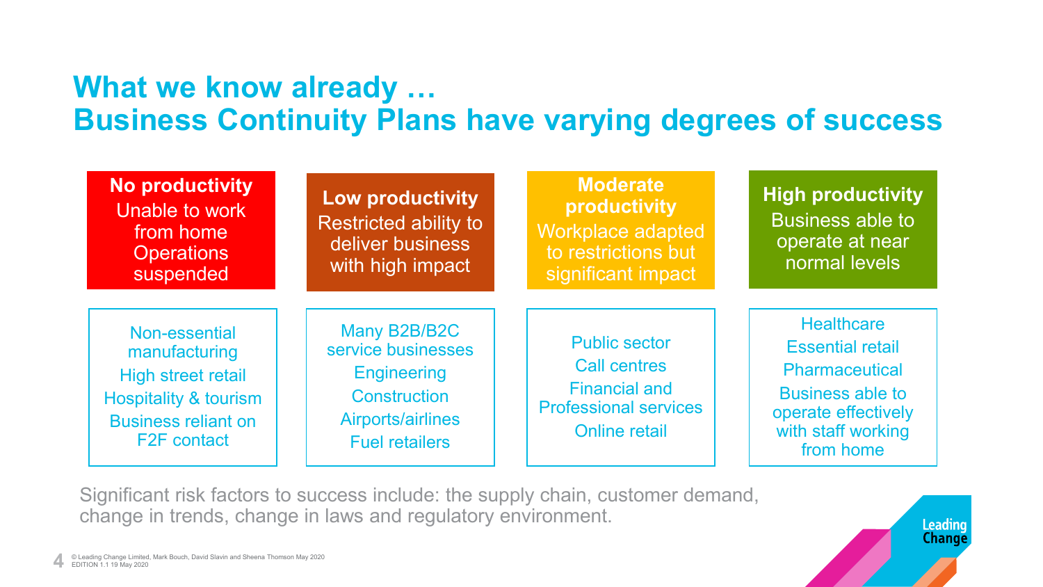# What we know already …
# Business Continuity Plans have varying degrees of success

| **No productivity** Unable to work from home Operations suspended | **Low productivity** Restricted ability to deliver business with high impact | **Moderate productivity** Workplace adapted to restrictions but significant impact | **High productivity** Business able to operate at near normal levels |
|---|---|---|---|
| Non-essential manufacturing<br>High street retail<br>Hospitality & tourism<br>Business reliant on F2F contact | Many B2B/B2C service businesses<br>Engineering<br>Construction<br>Airports/airlines<br>Fuel retailers | Public sector<br>Call centres<br>Financial and Professional services<br>Online retail | Healthcare<br>Essential retail<br>Pharmaceutical<br>Business able to operate effectively with staff working from home |

Significant risk factors to success include: the supply chain, customer demand, change in trends, change in laws and regulatory environment.

© Leading Change Limited, Mark Bouch, David Slavin and Sheena Thomson May 2020
EDITION 1.1 19 May 2020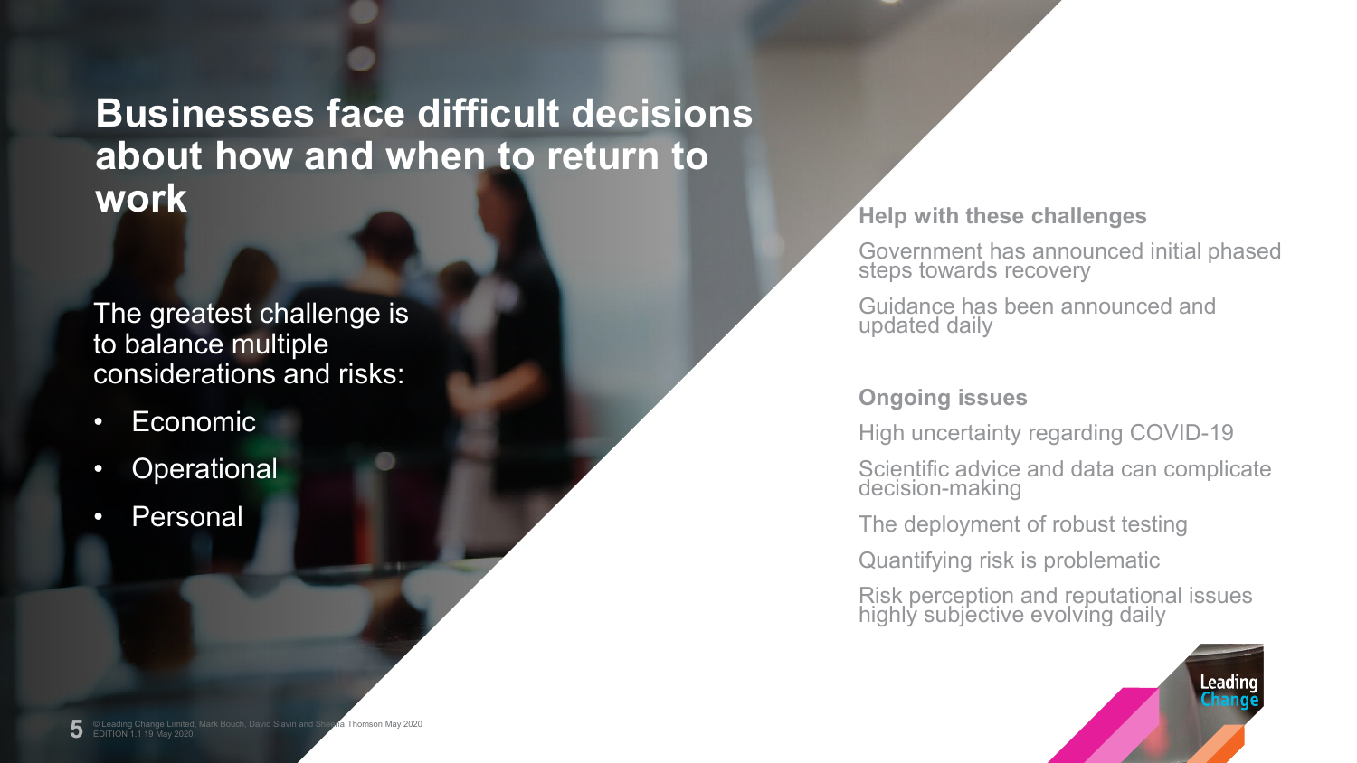# Businesses face difficult decisions about how and when to return to work

The greatest challenge is to balance multiple considerations and risks:

- Economic
- Operational
- Personal

**Help with these challenges**

Government has announced initial phased steps towards recovery

Guidance has been announced and updated daily

**Ongoing issues**

High uncertainty regarding COVID-19

Scientific advice and data can complicate decision-making

The deployment of robust testing

Quantifying risk is problematic

Risk perception and reputational issues highly subjective evolving daily

© Leading Change Limited, Mark Bouch, David Slavin and Sheena Thomson May 2020
EDITION 1.1 19 May 2020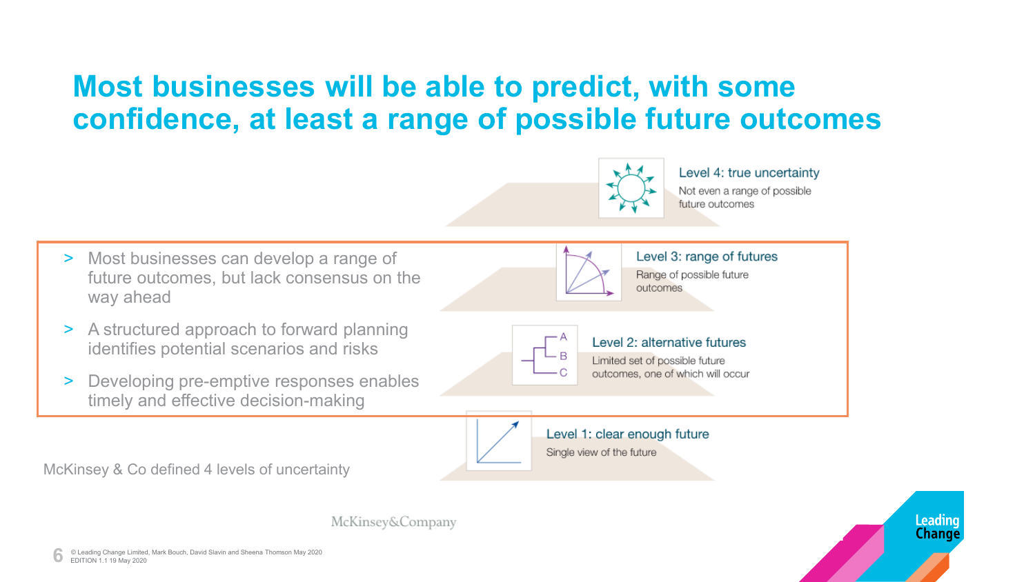# Most businesses will be able to predict, with some confidence, at least a range of possible future outcomes

- Most businesses can develop a range of future outcomes, but lack consensus on the way ahead
- A structured approach to forward planning identifies potential scenarios and risks
- Developing pre-emptive responses enables timely and effective decision-making

McKinsey & Co defined 4 levels of uncertainty

**Level 4: true uncertainty**
Not even a range of possible future outcomes

**Level 3: range of futures**
Range of possible future outcomes

**Level 2: alternative futures**
Limited set of possible future outcomes, one of which will occur

**Level 1: clear enough future**
Single view of the future

McKinsey&Company

© Leading Change Limited, Mark Bouch, David Slavin and Sheena Thomson May 2020
EDITION 1.1 19 May 2020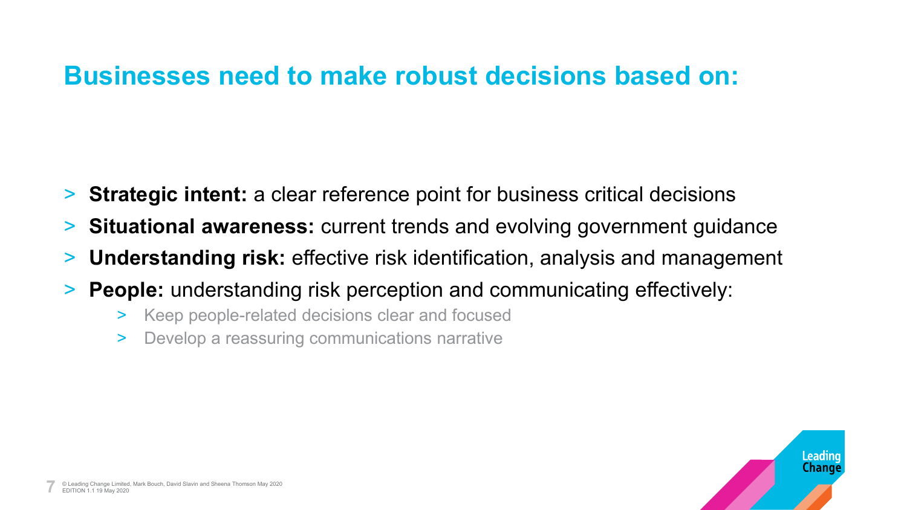# Businesses need to make robust decisions based on:

- **Strategic intent:** a clear reference point for business critical decisions
- **Situational awareness:** current trends and evolving government guidance
- **Understanding risk:** effective risk identification, analysis and management
- **People:** understanding risk perception and communicating effectively:
  - Keep people-related decisions clear and focused
  - Develop a reassuring communications narrative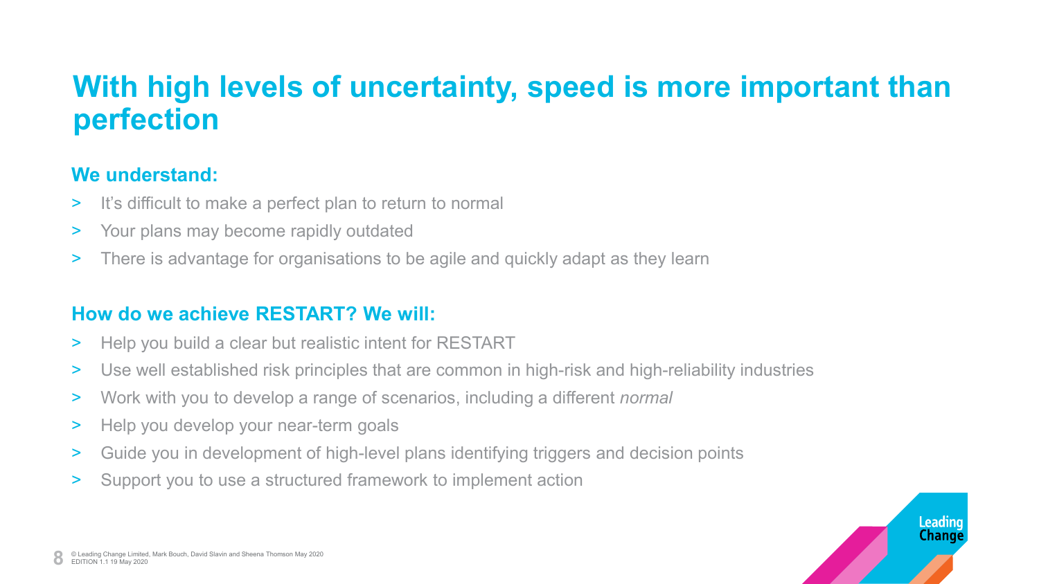# With high levels of uncertainty, speed is more important than perfection

### We understand:

- It's difficult to make a perfect plan to return to normal
- Your plans may become rapidly outdated
- There is advantage for organisations to be agile and quickly adapt as they learn

### How do we achieve RESTART? We will:

- Help you build a clear but realistic intent for RESTART
- Use well established risk principles that are common in high-risk and high-reliability industries
- Work with you to develop a range of scenarios, including a different *normal*
- Help you develop your near-term goals
- Guide you in development of high-level plans identifying triggers and decision points
- Support you to use a structured framework to implement action

© Leading Change Limited, Mark Bouch, David Slavin and Sheena Thomson May 2020
EDITION 1.1 19 May 2020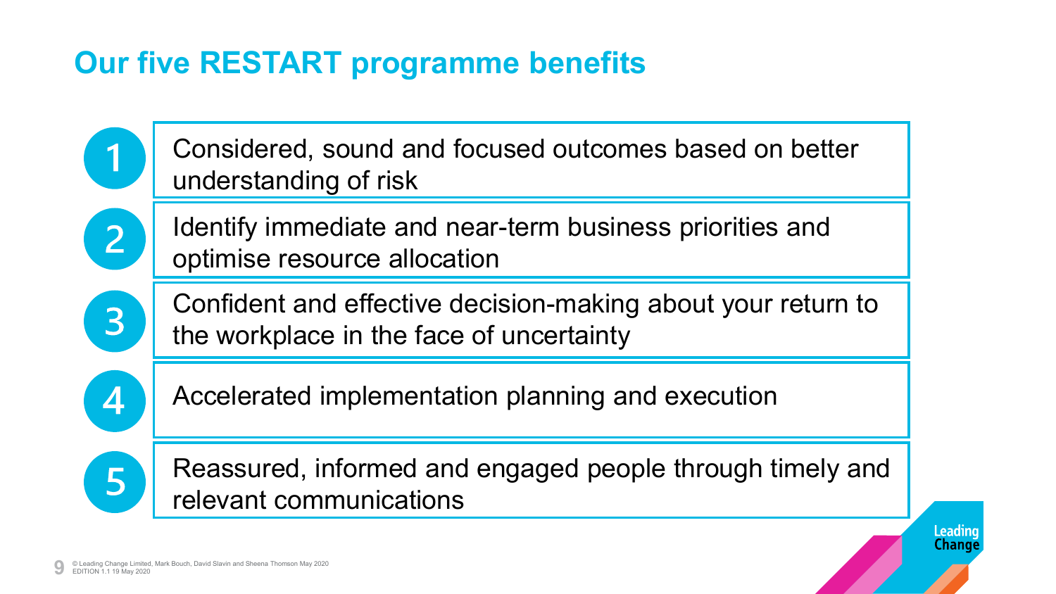## Our five RESTART programme benefits

1. Considered, sound and focused outcomes based on better understanding of risk
2. Identify immediate and near-term business priorities and optimise resource allocation
3. Confident and effective decision-making about your return to the workplace in the face of uncertainty
4. Accelerated implementation planning and execution
5. Reassured, informed and engaged people through timely and relevant communications

© Leading Change Limited, Mark Bouch, David Slavin and Sheena Thomson May 2020
EDITION 1.1 19 May 2020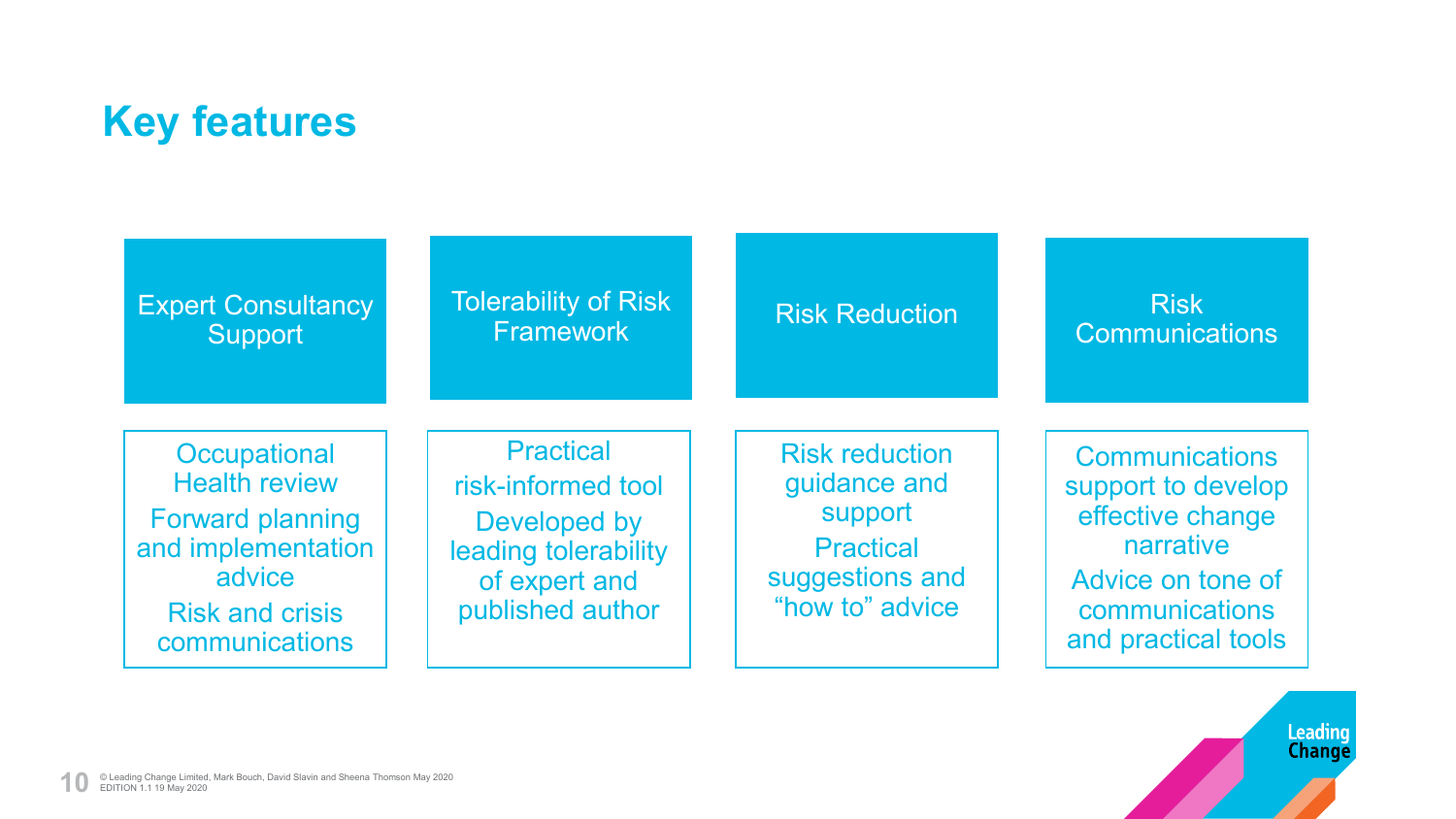# Key features

| Expert Consultancy Support | Tolerability of Risk Framework | Risk Reduction | Risk Communications |
|---|---|---|---|
| Occupational Health review<br>Forward planning and implementation advice<br>Risk and crisis communications | Practical risk-informed tool<br>Developed by leading tolerability of expert and published author | Risk reduction guidance and support<br>Practical suggestions and "how to" advice | Communications support to develop effective change narrative<br>Advice on tone of communications and practical tools |

© Leading Change Limited, Mark Bouch, David Slavin and Sheena Thomson May 2020
EDITION 1.1 19 May 2020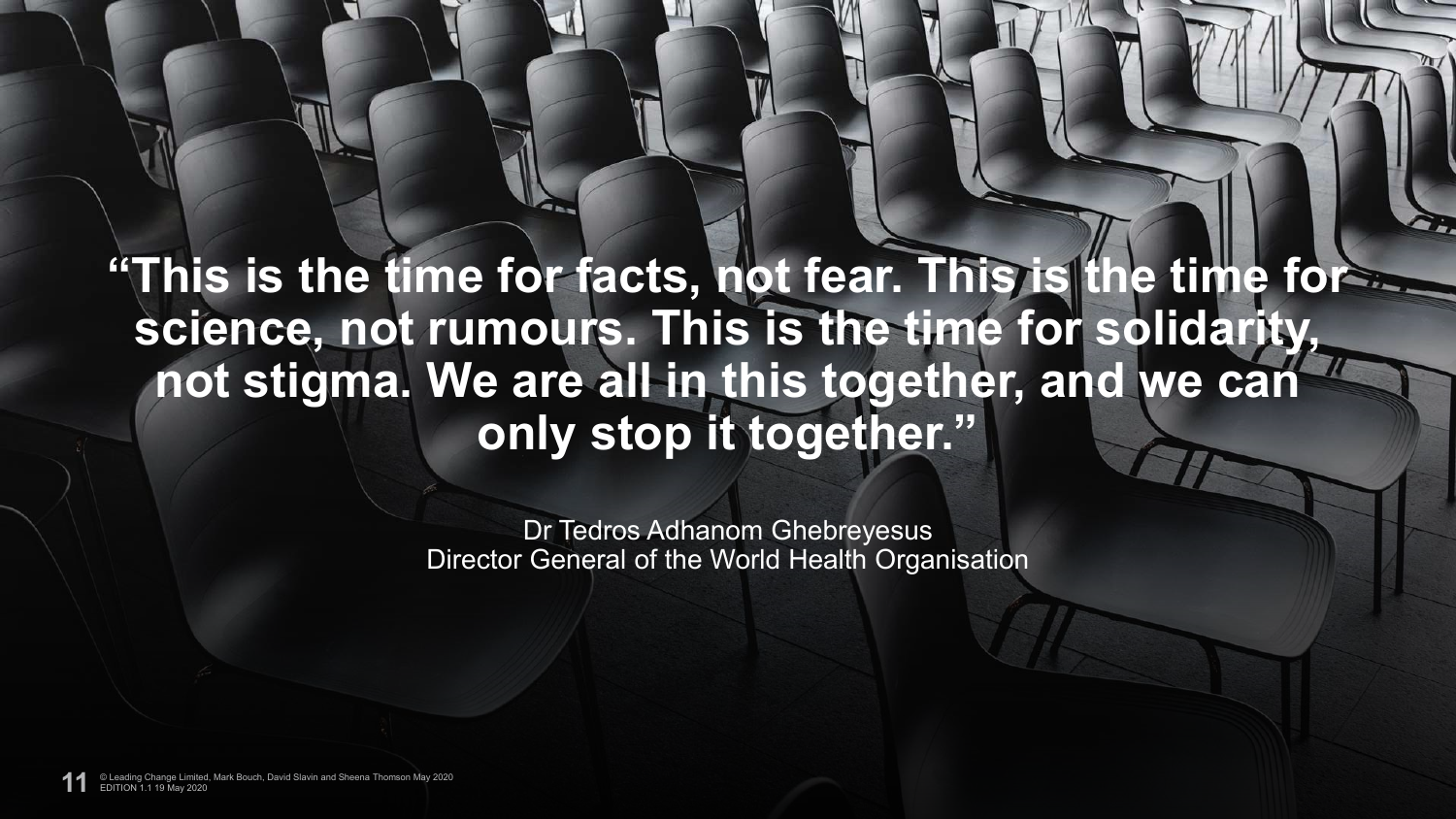**“This is the time for facts, not fear. This is the time for science, not rumours. This is the time for solidarity, not stigma. We are all in this together, and we can only stop it together.”**

Dr Tedros Adhanom Ghebreyesus
Director General of the World Health Organisation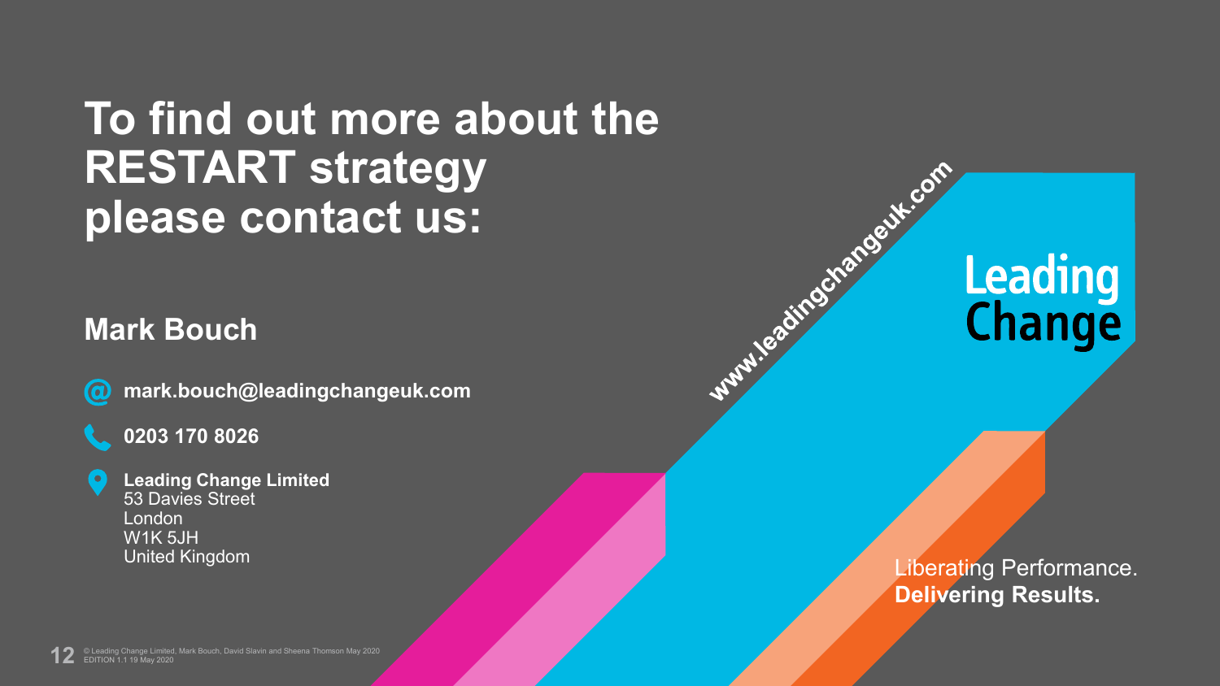# To find out more about the RESTART strategy please contact us:

## Mark Bouch

mark.bouch@leadingchangeuk.com

0203 170 8026

**Leading Change Limited**
53 Davies Street
London
W1K 5JH
United Kingdom

www.leadingchangeuk.com

Leading Change

Liberating Performance.
**Delivering Results.**

© Leading Change Limited, Mark Bouch, David Slavin and Sheena Thomson May 2020
EDITION 1.1 19 May 2020